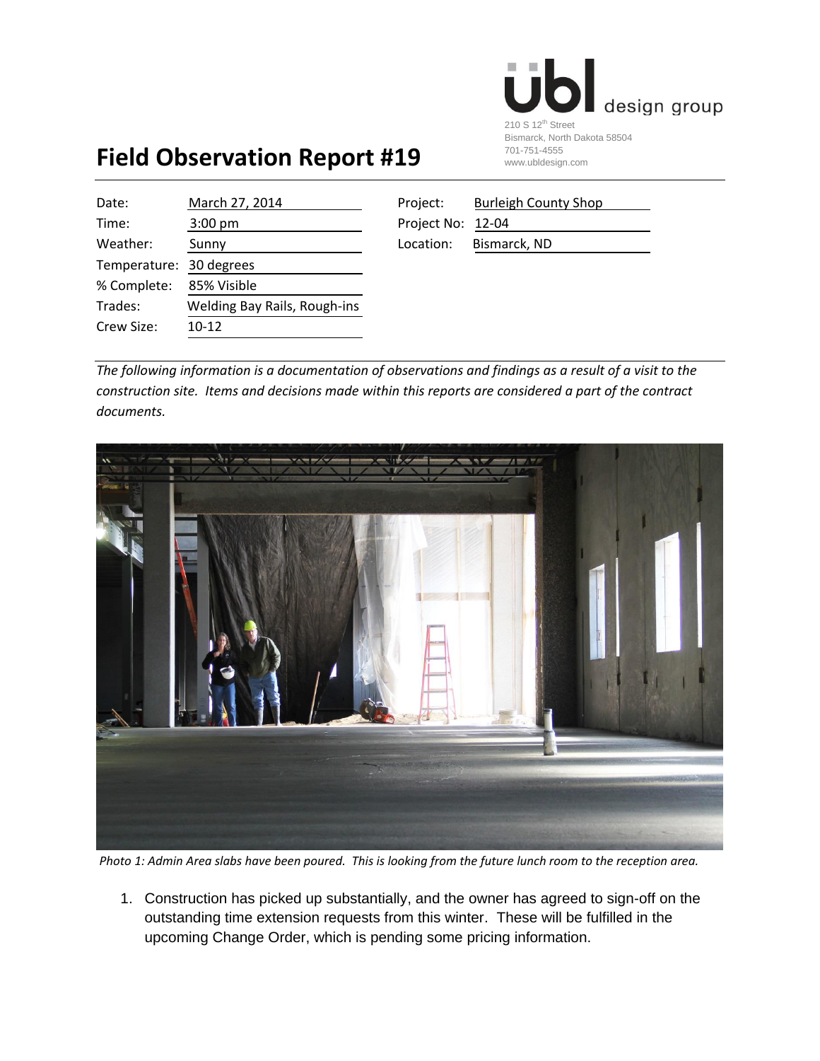ubl design group
210 S 12th Street
Bismarck, North Dakota 58504
701-751-4555
www.ubldesign.com

# Field Observation Report #19

| | | | |
|---|---|---|---|
| Date: | March 27, 2014 | Project: | Burleigh County Shop |
| Time: | 3:00 pm | Project No: | 12-04 |
| Weather: | Sunny | Location: | Bismarck, ND |
| Temperature: | 30 degrees | | |
| % Complete: | 85% Visible | | |
| Trades: | Welding Bay Rails, Rough-ins | | |
| Crew Size: | 10-12 | | |

*The following information is a documentation of observations and findings as a result of a visit to the construction site. Items and decisions made within this reports are considered a part of the contract documents.*

*Photo 1: Admin Area slabs have been poured. This is looking from the future lunch room to the reception area.*

1. Construction has picked up substantially, and the owner has agreed to sign-off on the outstanding time extension requests from this winter. These will be fulfilled in the upcoming Change Order, which is pending some pricing information.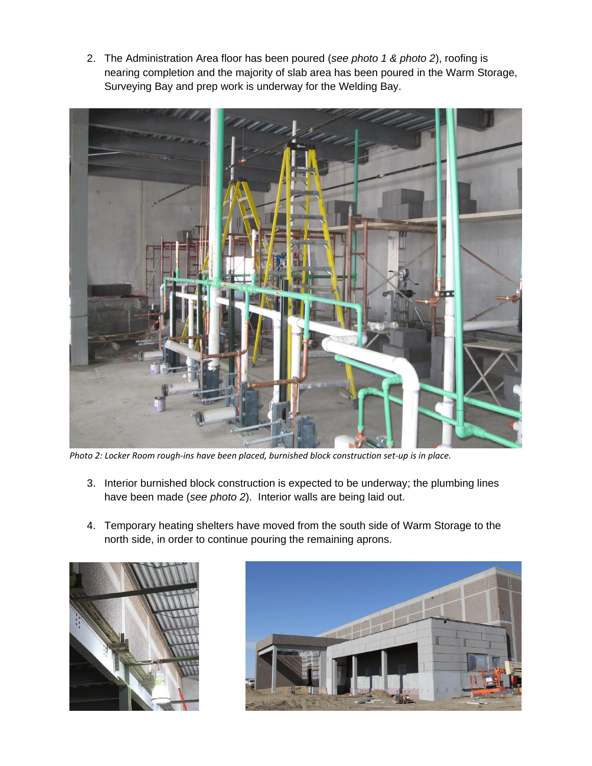2. The Administration Area floor has been poured (*see photo 1 & photo 2*), roofing is nearing completion and the majority of slab area has been poured in the Warm Storage, Surveying Bay and prep work is underway for the Welding Bay.

*Photo 2: Locker Room rough-ins have been placed, burnished block construction set-up is in place.*

3. Interior burnished block construction is expected to be underway; the plumbing lines have been made (*see photo 2*). Interior walls are being laid out.

4. Temporary heating shelters have moved from the south side of Warm Storage to the north side, in order to continue pouring the remaining aprons.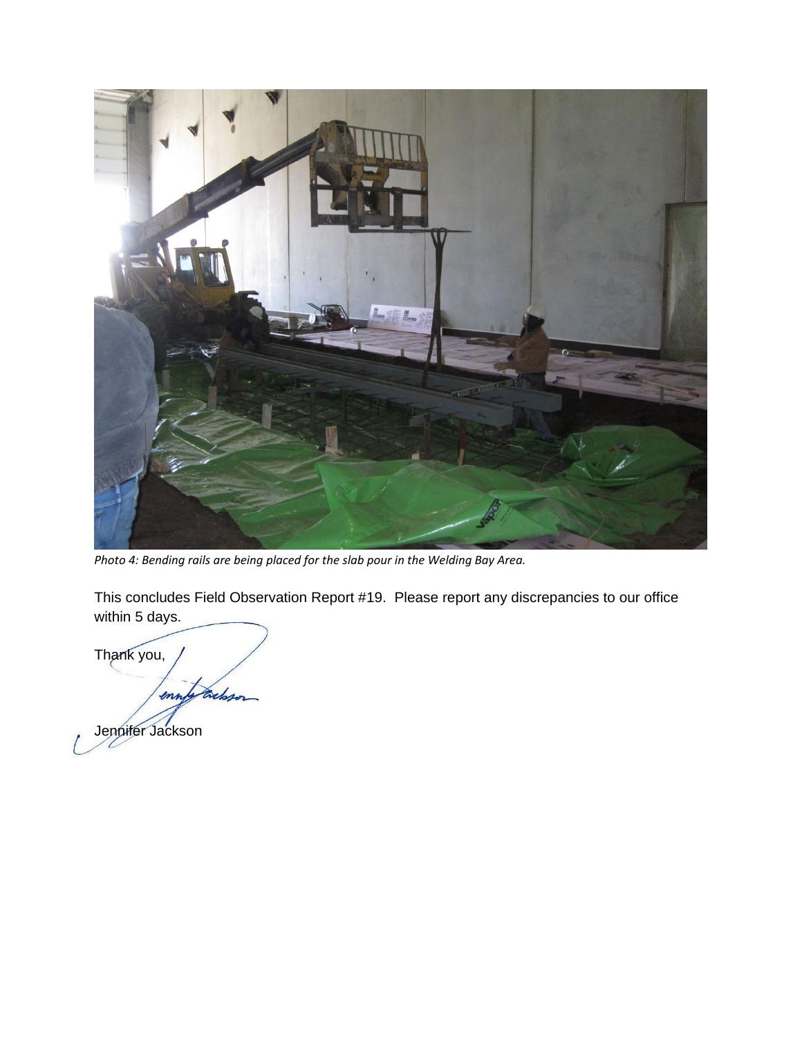*Photo 4: Bending rails are being placed for the slab pour in the Welding Bay Area.*

This concludes Field Observation Report #19. Please report any discrepancies to our office within 5 days.

Thank you,

Jennifer Jackson